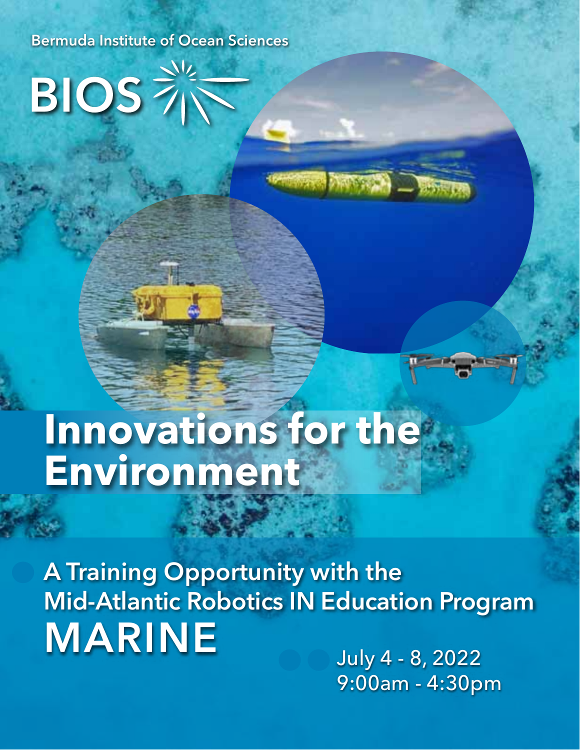Bermuda Institute of Ocean Sciences

BIOS

# Innovations for the Environment

## A Training Opportunity with the Mid-Atlantic Robotics IN Education Program MARINE

July 4 - 8, 2022
9:00am - 4:30pm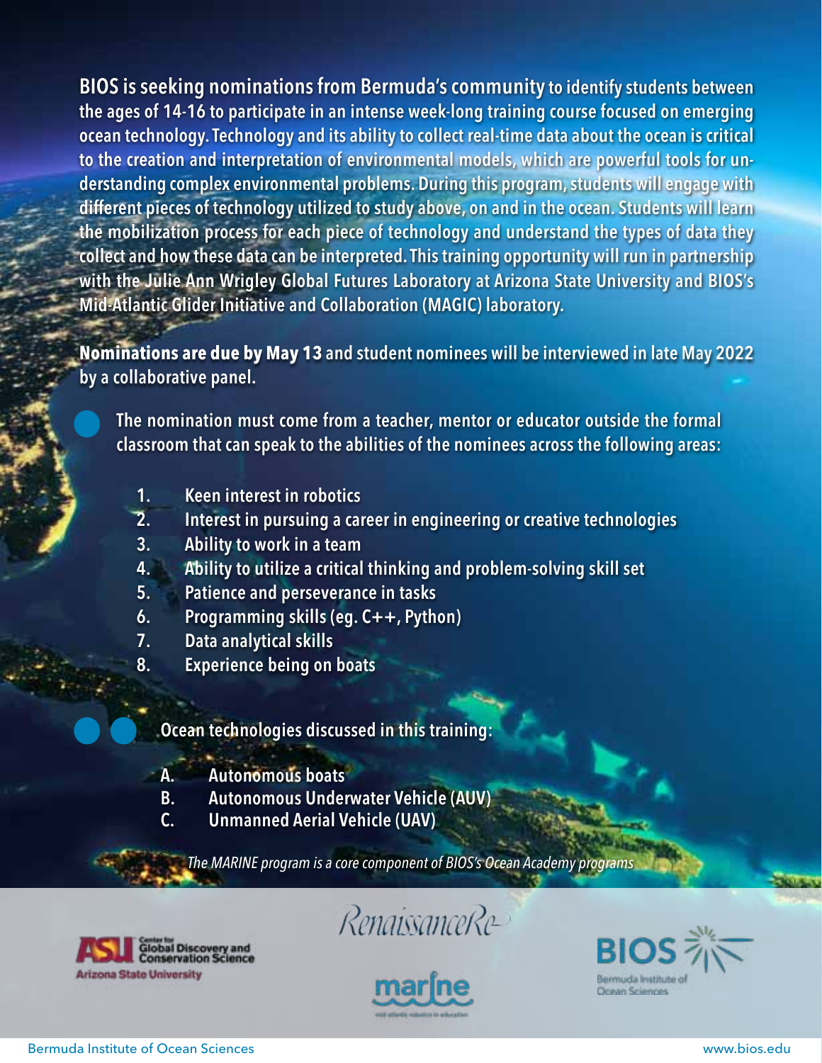**BIOS is seeking nominations from Bermuda's community** to identify students between the ages of 14-16 to participate in an intense week-long training course focused on emerging ocean technology. Technology and its ability to collect real-time data about the ocean is critical to the creation and interpretation of environmental models, which are powerful tools for understanding complex environmental problems. During this program, students will engage with different pieces of technology utilized to study above, on and in the ocean. Students will learn the mobilization process for each piece of technology and understand the types of data they collect and how these data can be interpreted. This training opportunity will run in partnership with the Julie Ann Wrigley Global Futures Laboratory at Arizona State University and BIOS's Mid-Atlantic Glider Initiative and Collaboration (MAGIC) laboratory.

**Nominations are due by May 13** and student nominees will be interviewed in late May 2022 by a collaborative panel.

The nomination must come from a teacher, mentor or educator outside the formal classroom that can speak to the abilities of the nominees across the following areas:

1. Keen interest in robotics
2. Interest in pursuing a career in engineering or creative technologies
3. Ability to work in a team
4. Ability to utilize a critical thinking and problem-solving skill set
5. Patience and perseverance in tasks
6. Programming skills (eg. C++, Python)
7. Data analytical skills
8. Experience being on boats

Ocean technologies discussed in this training:

A. Autonomous boats
B. Autonomous Underwater Vehicle (AUV)
C. Unmanned Aerial Vehicle (UAV)

*The MARINE program is a core component of BIOS's Ocean Academy programs*

ASU Center for Global Discovery and Conservation Science, Arizona State University

RenaissanceRe

marine

BIOS Bermuda Institute of Ocean Sciences